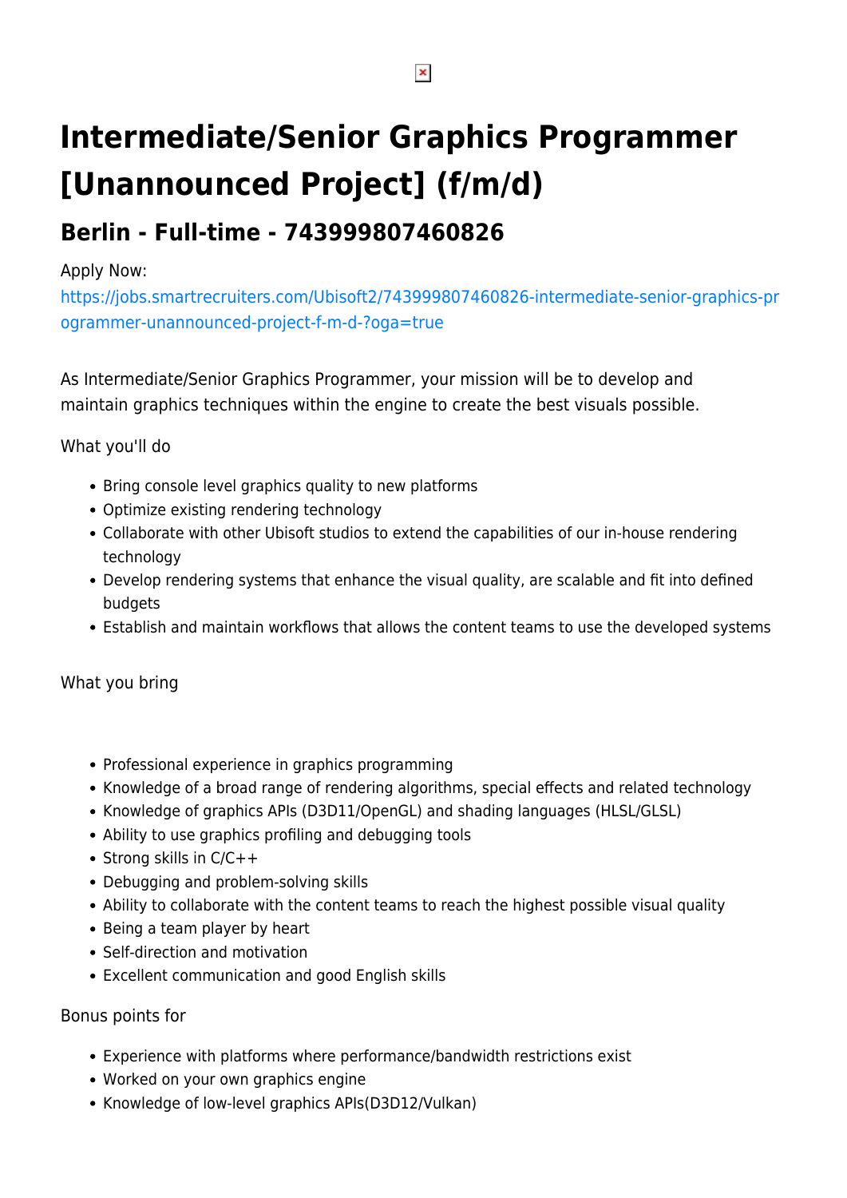# Intermediate/Senior Graphics Programmer [Unannounced Project] (f/m/d)

## Berlin - Full-time - 743999807460826

Apply Now:
https://jobs.smartrecruiters.com/Ubisoft2/743999807460826-intermediate-senior-graphics-programmer-unannounced-project-f-m-d-?oga=true

As Intermediate/Senior Graphics Programmer, your mission will be to develop and maintain graphics techniques within the engine to create the best visuals possible.

What you'll do

- Bring console level graphics quality to new platforms
- Optimize existing rendering technology
- Collaborate with other Ubisoft studios to extend the capabilities of our in-house rendering technology
- Develop rendering systems that enhance the visual quality, are scalable and fit into defined budgets
- Establish and maintain workflows that allows the content teams to use the developed systems

What you bring

- Professional experience in graphics programming
- Knowledge of a broad range of rendering algorithms, special effects and related technology
- Knowledge of graphics APIs (D3D11/OpenGL) and shading languages (HLSL/GLSL)
- Ability to use graphics profiling and debugging tools
- Strong skills in C/C++
- Debugging and problem-solving skills
- Ability to collaborate with the content teams to reach the highest possible visual quality
- Being a team player by heart
- Self-direction and motivation
- Excellent communication and good English skills

Bonus points for

- Experience with platforms where performance/bandwidth restrictions exist
- Worked on your own graphics engine
- Knowledge of low-level graphics APIs(D3D12/Vulkan)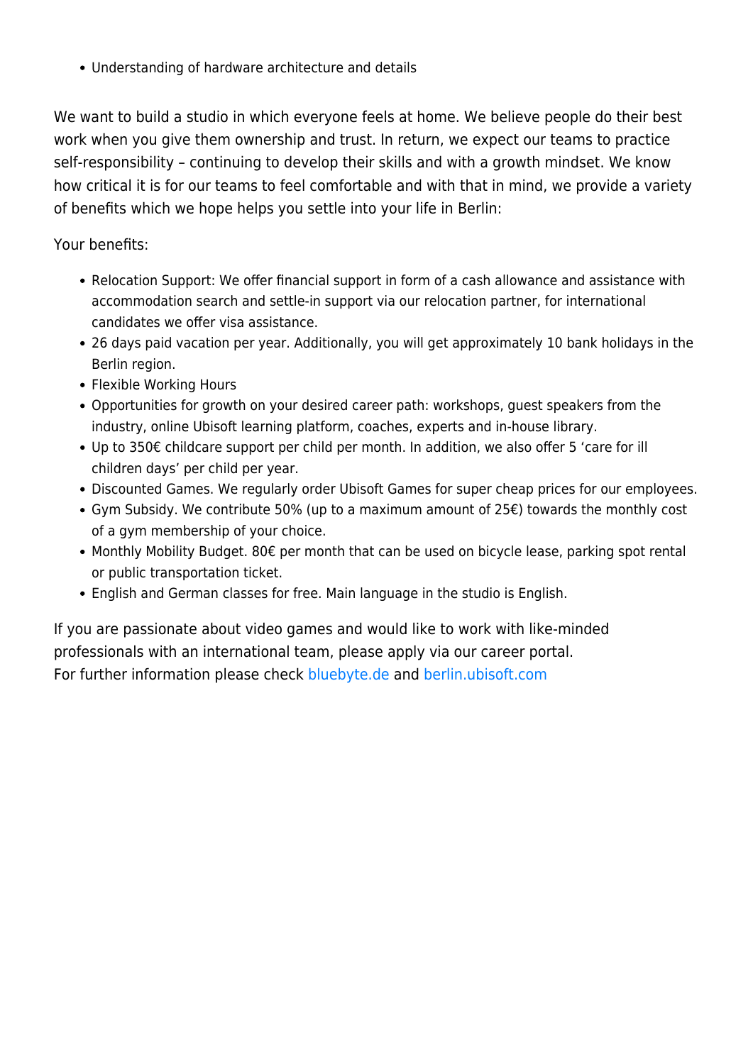- Understanding of hardware architecture and details

We want to build a studio in which everyone feels at home. We believe people do their best work when you give them ownership and trust. In return, we expect our teams to practice self-responsibility – continuing to develop their skills and with a growth mindset. We know how critical it is for our teams to feel comfortable and with that in mind, we provide a variety of benefits which we hope helps you settle into your life in Berlin:

Your benefits:

- Relocation Support: We offer financial support in form of a cash allowance and assistance with accommodation search and settle-in support via our relocation partner, for international candidates we offer visa assistance.
- 26 days paid vacation per year. Additionally, you will get approximately 10 bank holidays in the Berlin region.
- Flexible Working Hours
- Opportunities for growth on your desired career path: workshops, guest speakers from the industry, online Ubisoft learning platform, coaches, experts and in-house library.
- Up to 350€ childcare support per child per month. In addition, we also offer 5 'care for ill children days' per child per year.
- Discounted Games. We regularly order Ubisoft Games for super cheap prices for our employees.
- Gym Subsidy. We contribute 50% (up to a maximum amount of 25€) towards the monthly cost of a gym membership of your choice.
- Monthly Mobility Budget. 80€ per month that can be used on bicycle lease, parking spot rental or public transportation ticket.
- English and German classes for free. Main language in the studio is English.

If you are passionate about video games and would like to work with like-minded professionals with an international team, please apply via our career portal.
For further information please check bluebyte.de and berlin.ubisoft.com